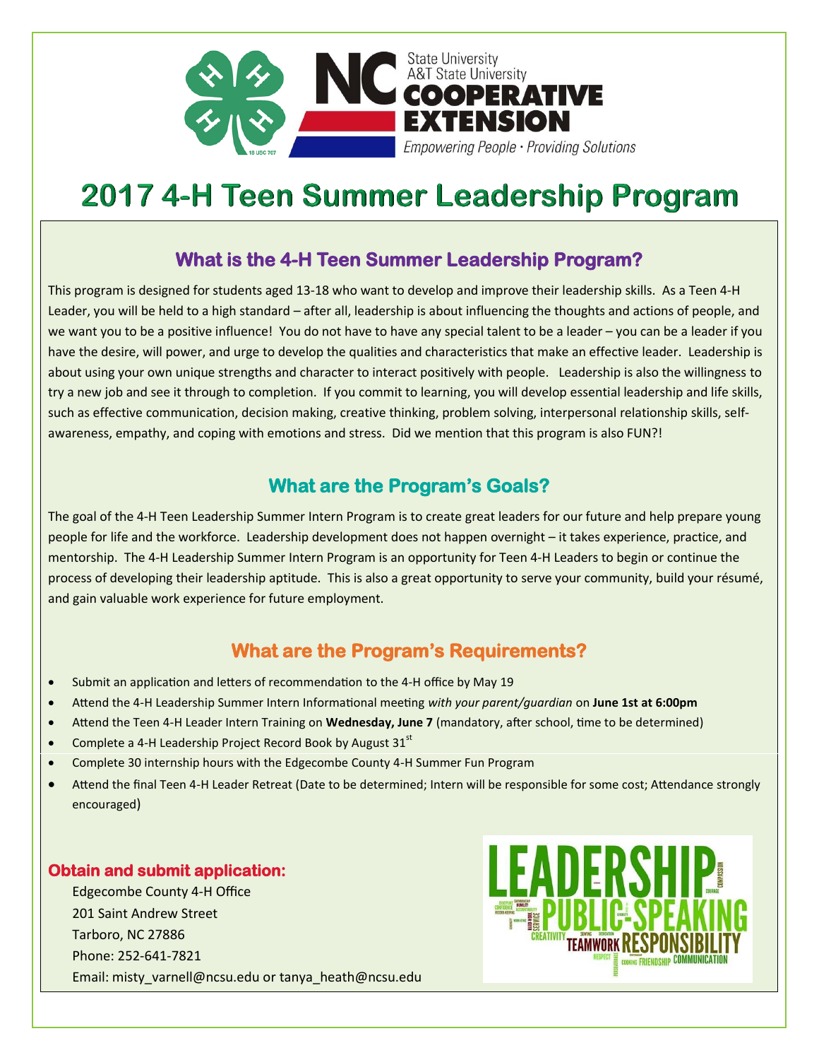# 2017 4-H Teen Summer Leadership Program

## What is the 4-H Teen Summer Leadership Program?

This program is designed for students aged 13-18 who want to develop and improve their leadership skills. As a Teen 4-H Leader, you will be held to a high standard – after all, leadership is about influencing the thoughts and actions of people, and we want you to be a positive influence! You do not have to have any special talent to be a leader – you can be a leader if you have the desire, will power, and urge to develop the qualities and characteristics that make an effective leader. Leadership is about using your own unique strengths and character to interact positively with people. Leadership is also the willingness to try a new job and see it through to completion. If you commit to learning, you will develop essential leadership and life skills, such as effective communication, decision making, creative thinking, problem solving, interpersonal relationship skills, self-awareness, empathy, and coping with emotions and stress. Did we mention that this program is also FUN?!

## What are the Program's Goals?

The goal of the 4-H Teen Leadership Summer Intern Program is to create great leaders for our future and help prepare young people for life and the workforce. Leadership development does not happen overnight – it takes experience, practice, and mentorship. The 4-H Leadership Summer Intern Program is an opportunity for Teen 4-H Leaders to begin or continue the process of developing their leadership aptitude. This is also a great opportunity to serve your community, build your résumé, and gain valuable work experience for future employment.

## What are the Program's Requirements?

- Submit an application and letters of recommendation to the 4-H office by May 19
- Attend the 4-H Leadership Summer Intern Informational meeting *with your parent/guardian* on **June 1st at 6:00pm**
- Attend the Teen 4-H Leader Intern Training on **Wednesday, June 7** (mandatory, after school, time to be determined)
- Complete a 4-H Leadership Project Record Book by August 31st
- Complete 30 internship hours with the Edgecombe County 4-H Summer Fun Program
- Attend the final Teen 4-H Leader Retreat (Date to be determined; Intern will be responsible for some cost; Attendance strongly encouraged)

### Obtain and submit application:

Edgecombe County 4-H Office
201 Saint Andrew Street
Tarboro, NC 27886
Phone: 252-641-7821
Email: misty_varnell@ncsu.edu or tanya_heath@ncsu.edu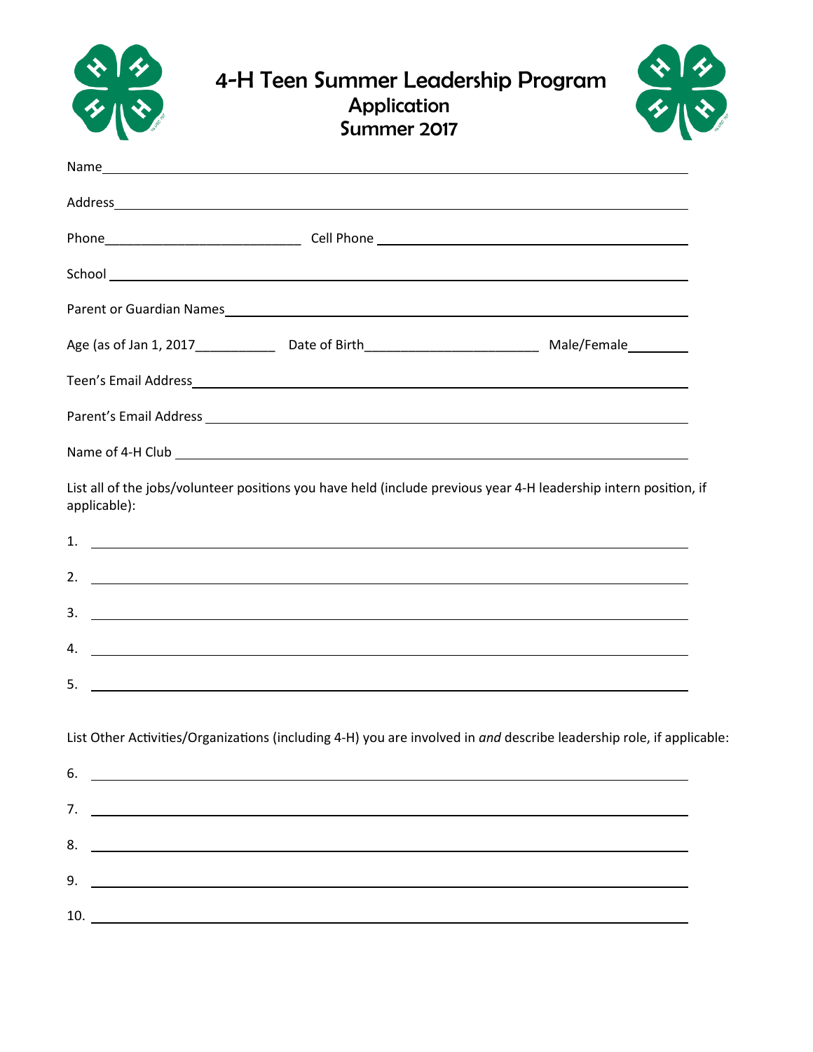# 4-H Teen Summer Leadership Program
## Application
## Summer 2017

Name_______________________________________________________________________________

Address_____________________________________________________________________________

Phone___________________________ Cell Phone __________________________________________

School ______________________________________________________________________________

Parent or Guardian Names______________________________________________________________

Age (as of Jan 1, 2017___________ Date of Birth________________________ Male/Female________

Teen's Email Address___________________________________________________________________

Parent's Email Address _________________________________________________________________

Name of 4-H Club _____________________________________________________________________

List all of the jobs/volunteer positions you have held (include previous year 4-H leadership intern position, if applicable):

1. ___________________________________________________________________________
2. ___________________________________________________________________________
3. ___________________________________________________________________________
4. ___________________________________________________________________________
5. ___________________________________________________________________________

List Other Activities/Organizations (including 4-H) you are involved in *and* describe leadership role, if applicable:

6. ___________________________________________________________________________
7. ___________________________________________________________________________
8. ___________________________________________________________________________
9. ___________________________________________________________________________
10. __________________________________________________________________________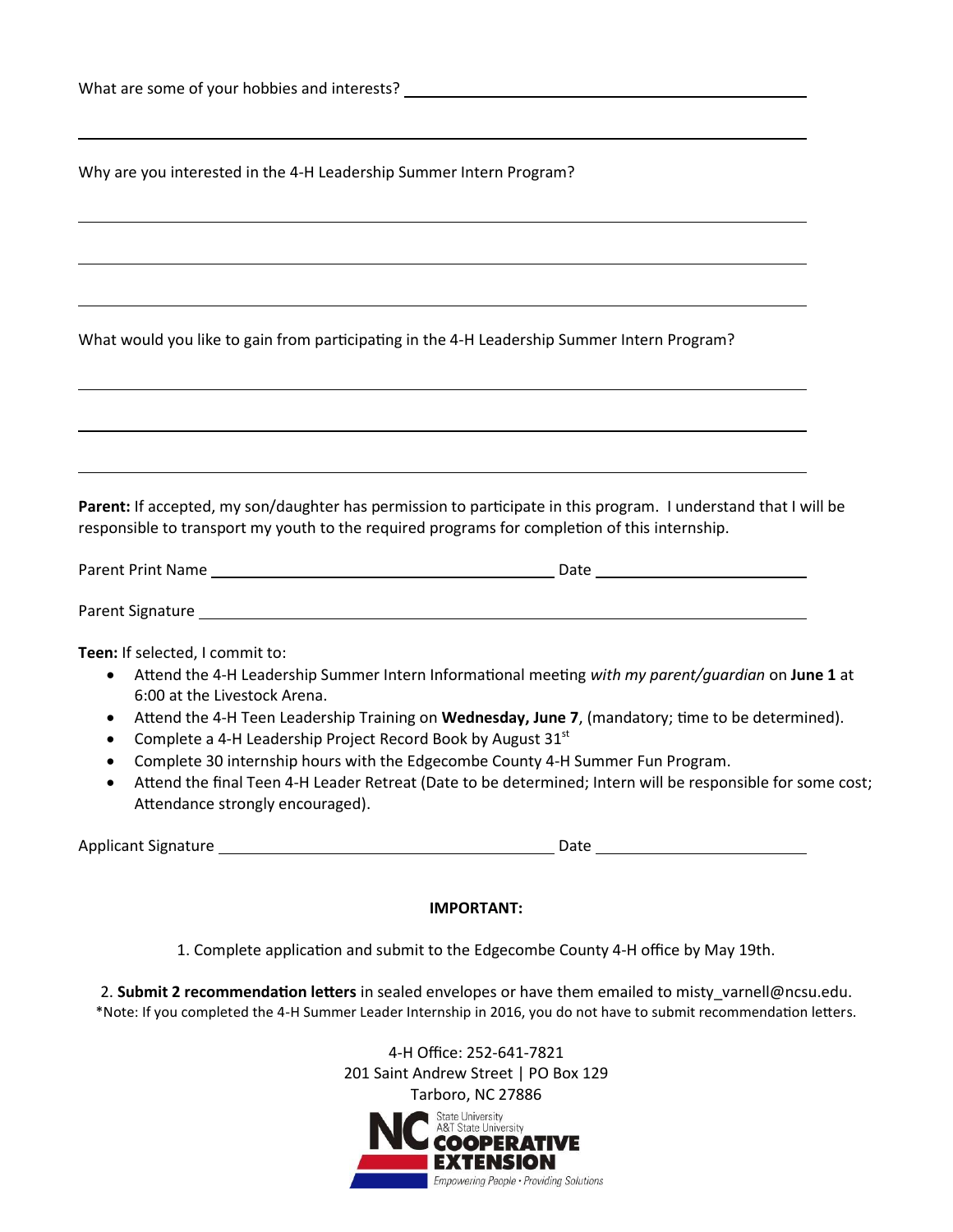What are some of your hobbies and interests? ______________________________________________

__________________________________________________________________________

Why are you interested in the 4-H Leadership Summer Intern Program?

__________________________________________________________________________

__________________________________________________________________________

__________________________________________________________________________

What would you like to gain from participating in the 4-H Leadership Summer Intern Program?

__________________________________________________________________________

__________________________________________________________________________

__________________________________________________________________________

**Parent:** If accepted, my son/daughter has permission to participate in this program. I understand that I will be responsible to transport my youth to the required programs for completion of this internship.

Parent Print Name ______________________________ Date ____________________

Parent Signature ______________________________________________________

**Teen:** If selected, I commit to:

- Attend the 4-H Leadership Summer Intern Informational meeting *with my parent/guardian* on **June 1** at 6:00 at the Livestock Arena.
- Attend the 4-H Teen Leadership Training on **Wednesday, June 7**, (mandatory; time to be determined).
- Complete a 4-H Leadership Project Record Book by August 31st
- Complete 30 internship hours with the Edgecombe County 4-H Summer Fun Program.
- Attend the final Teen 4-H Leader Retreat (Date to be determined; Intern will be responsible for some cost; Attendance strongly encouraged).

Applicant Signature ______________________________ Date ____________________

**IMPORTANT:**

1. Complete application and submit to the Edgecombe County 4-H office by May 19th.

2. **Submit 2 recommendation letters** in sealed envelopes or have them emailed to misty_varnell@ncsu.edu.

*Note: If you completed the 4-H Summer Leader Internship in 2016, you do not have to submit recommendation letters.

4-H Office: 252-641-7821
201 Saint Andrew Street | PO Box 129
Tarboro, NC 27886

NC State University
A&T State University
COOPERATIVE EXTENSION
Empowering People • Providing Solutions